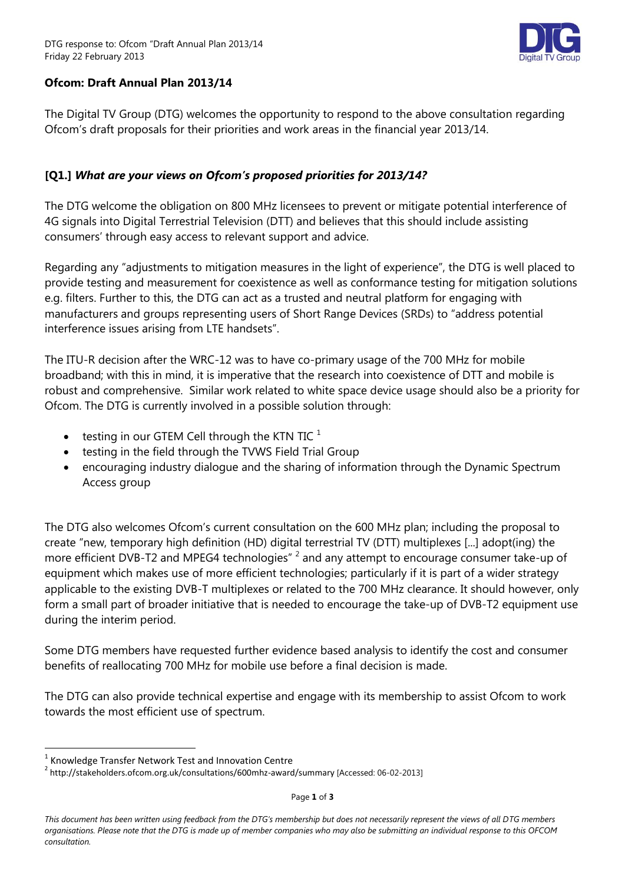DTG response to: Ofcom "Draft Annual Plan 2013/14
Friday 22 February 2013

## Ofcom: Draft Annual Plan 2013/14

The Digital TV Group (DTG) welcomes the opportunity to respond to the above consultation regarding Ofcom's draft proposals for their priorities and work areas in the financial year 2013/14.

### [Q1.] *What are your views on Ofcom's proposed priorities for 2013/14?*

The DTG welcome the obligation on 800 MHz licensees to prevent or mitigate potential interference of 4G signals into Digital Terrestrial Television (DTT) and believes that this should include assisting consumers' through easy access to relevant support and advice.

Regarding any "adjustments to mitigation measures in the light of experience", the DTG is well placed to provide testing and measurement for coexistence as well as conformance testing for mitigation solutions e.g. filters. Further to this, the DTG can act as a trusted and neutral platform for engaging with manufacturers and groups representing users of Short Range Devices (SRDs) to "address potential interference issues arising from LTE handsets".

The ITU-R decision after the WRC-12 was to have co-primary usage of the 700 MHz for mobile broadband; with this in mind, it is imperative that the research into coexistence of DTT and mobile is robust and comprehensive. Similar work related to white space device usage should also be a priority for Ofcom. The DTG is currently involved in a possible solution through:

- testing in our GTEM Cell through the KTN TIC [1]
- testing in the field through the TVWS Field Trial Group
- encouraging industry dialogue and the sharing of information through the Dynamic Spectrum Access group

The DTG also welcomes Ofcom's current consultation on the 600 MHz plan; including the proposal to create "new, temporary high definition (HD) digital terrestrial TV (DTT) multiplexes [...] adopt(ing) the more efficient DVB-T2 and MPEG4 technologies" [2] and any attempt to encourage consumer take-up of equipment which makes use of more efficient technologies; particularly if it is part of a wider strategy applicable to the existing DVB-T multiplexes or related to the 700 MHz clearance. It should however, only form a small part of broader initiative that is needed to encourage the take-up of DVB-T2 equipment use during the interim period.

Some DTG members have requested further evidence based analysis to identify the cost and consumer benefits of reallocating 700 MHz for mobile use before a final decision is made.

The DTG can also provide technical expertise and engage with its membership to assist Ofcom to work towards the most efficient use of spectrum.

---

[1] Knowledge Transfer Network Test and Innovation Centre

[2] http://stakeholders.ofcom.org.uk/consultations/600mhz-award/summary [Accessed: 06-02-2013]

*This document has been written using feedback from the DTG's membership but does not necessarily represent the views of all DTG members organisations. Please note that the DTG is made up of member companies who may also be submitting an individual response to this OFCOM consultation.*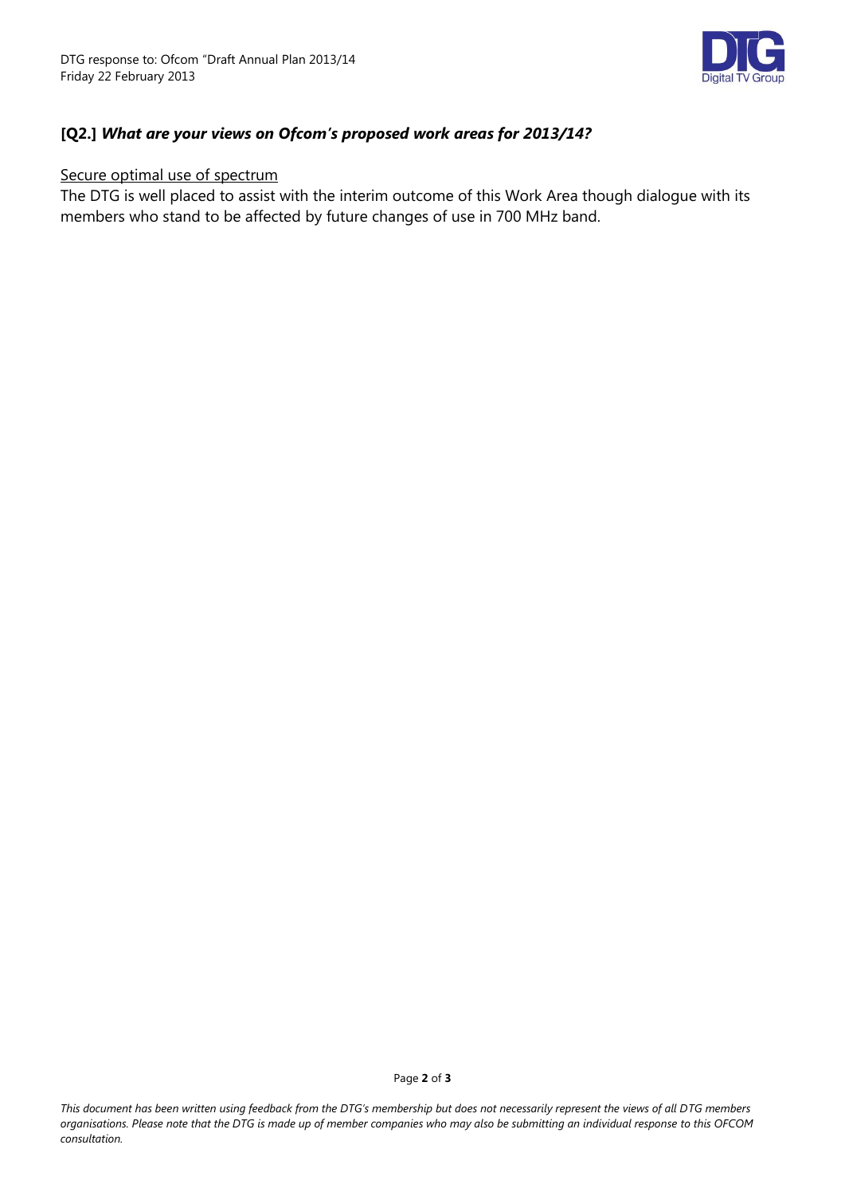**[Q2.]** ***What are your views on Ofcom's proposed work areas for 2013/14?***

Secure optimal use of spectrum

The DTG is well placed to assist with the interim outcome of this Work Area though dialogue with its members who stand to be affected by future changes of use in 700 MHz band.

*This document has been written using feedback from the DTG's membership but does not necessarily represent the views of all DTG members organisations. Please note that the DTG is made up of member companies who may also be submitting an individual response to this OFCOM consultation.*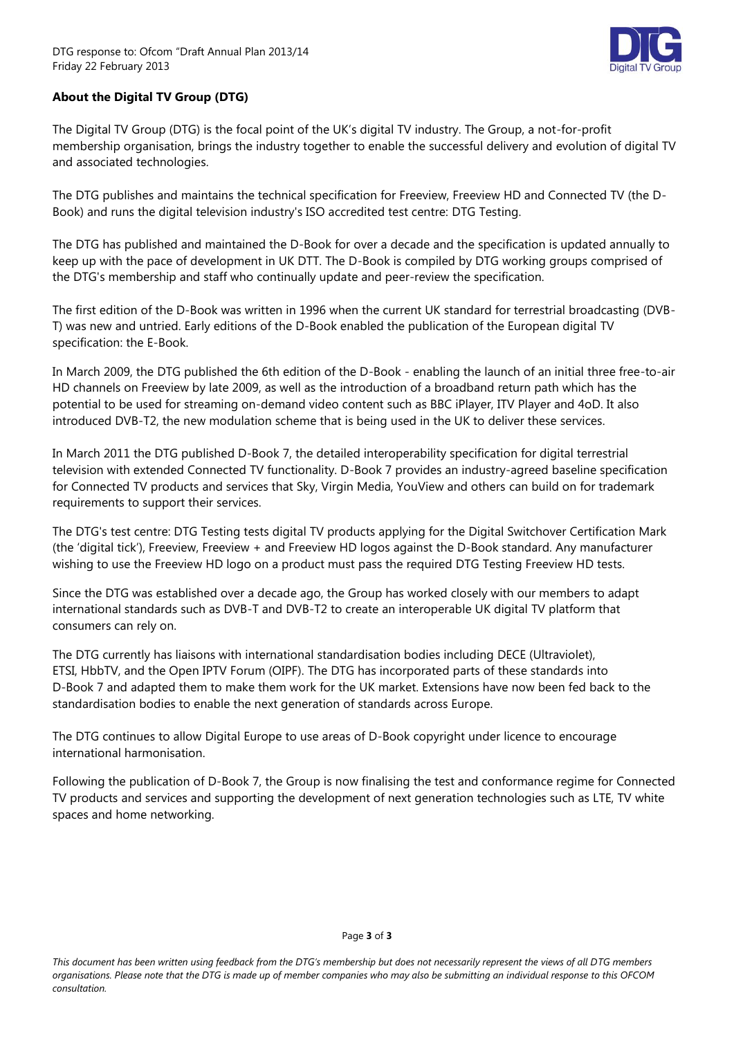### About the Digital TV Group (DTG)

The Digital TV Group (DTG) is the focal point of the UK's digital TV industry. The Group, a not-for-profit membership organisation, brings the industry together to enable the successful delivery and evolution of digital TV and associated technologies.

The DTG publishes and maintains the technical specification for Freeview, Freeview HD and Connected TV (the D-Book) and runs the digital television industry's ISO accredited test centre: DTG Testing.

The DTG has published and maintained the D-Book for over a decade and the specification is updated annually to keep up with the pace of development in UK DTT. The D-Book is compiled by DTG working groups comprised of the DTG's membership and staff who continually update and peer-review the specification.

The first edition of the D-Book was written in 1996 when the current UK standard for terrestrial broadcasting (DVB-T) was new and untried. Early editions of the D-Book enabled the publication of the European digital TV specification: the E-Book.

In March 2009, the DTG published the 6th edition of the D-Book - enabling the launch of an initial three free-to-air HD channels on Freeview by late 2009, as well as the introduction of a broadband return path which has the potential to be used for streaming on-demand video content such as BBC iPlayer, ITV Player and 4oD. It also introduced DVB-T2, the new modulation scheme that is being used in the UK to deliver these services.

In March 2011 the DTG published D-Book 7, the detailed interoperability specification for digital terrestrial television with extended Connected TV functionality. D-Book 7 provides an industry-agreed baseline specification for Connected TV products and services that Sky, Virgin Media, YouView and others can build on for trademark requirements to support their services.

The DTG's test centre: DTG Testing tests digital TV products applying for the Digital Switchover Certification Mark (the 'digital tick'), Freeview, Freeview + and Freeview HD logos against the D-Book standard. Any manufacturer wishing to use the Freeview HD logo on a product must pass the required DTG Testing Freeview HD tests.

Since the DTG was established over a decade ago, the Group has worked closely with our members to adapt international standards such as DVB-T and DVB-T2 to create an interoperable UK digital TV platform that consumers can rely on.

The DTG currently has liaisons with international standardisation bodies including DECE (Ultraviolet), ETSI, HbbTV, and the Open IPTV Forum (OIPF). The DTG has incorporated parts of these standards into D-Book 7 and adapted them to make them work for the UK market. Extensions have now been fed back to the standardisation bodies to enable the next generation of standards across Europe.

The DTG continues to allow Digital Europe to use areas of D-Book copyright under licence to encourage international harmonisation.

Following the publication of D-Book 7, the Group is now finalising the test and conformance regime for Connected TV products and services and supporting the development of next generation technologies such as LTE, TV white spaces and home networking.

*This document has been written using feedback from the DTG's membership but does not necessarily represent the views of all DTG members organisations. Please note that the DTG is made up of member companies who may also be submitting an individual response to this OFCOM consultation.*